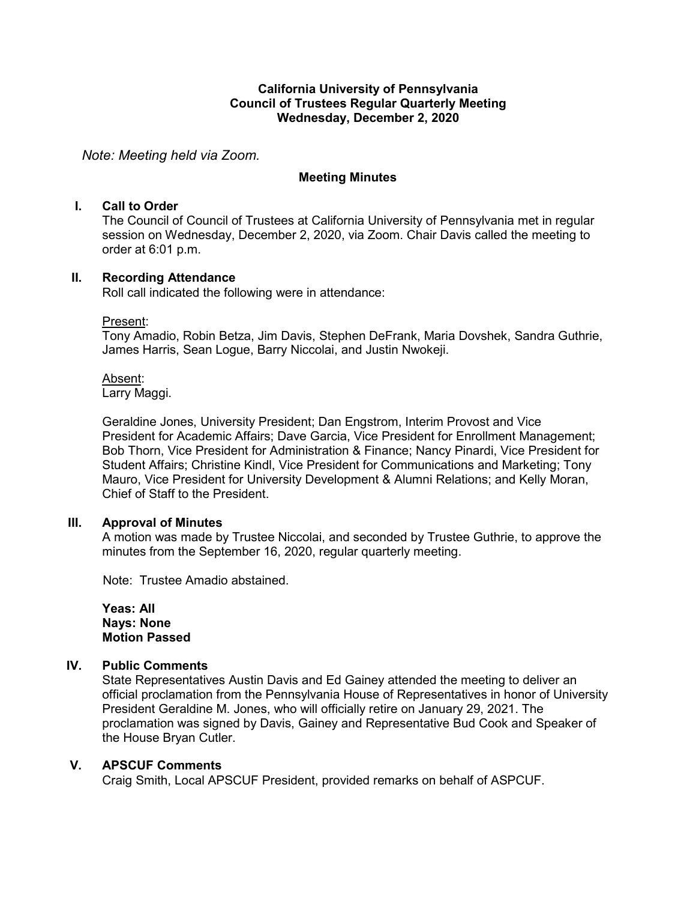**California University of Pennsylvania**
**Council of Trustees Regular Quarterly Meeting**
**Wednesday, December 2, 2020**

*Note: Meeting held via Zoom.*

**Meeting Minutes**

## I. Call to Order

The Council of Council of Trustees at California University of Pennsylvania met in regular session on Wednesday, December 2, 2020, via Zoom. Chair Davis called the meeting to order at 6:01 p.m.

## II. Recording Attendance

Roll call indicated the following were in attendance:

Present:
Tony Amadio, Robin Betza, Jim Davis, Stephen DeFrank, Maria Dovshek, Sandra Guthrie, James Harris, Sean Logue, Barry Niccolai, and Justin Nwokeji.

Absent:
Larry Maggi.

Geraldine Jones, University President; Dan Engstrom, Interim Provost and Vice President for Academic Affairs; Dave Garcia, Vice President for Enrollment Management; Bob Thorn, Vice President for Administration & Finance; Nancy Pinardi, Vice President for Student Affairs; Christine Kindl, Vice President for Communications and Marketing; Tony Mauro, Vice President for University Development & Alumni Relations; and Kelly Moran, Chief of Staff to the President.

## III. Approval of Minutes

A motion was made by Trustee Niccolai, and seconded by Trustee Guthrie, to approve the minutes from the September 16, 2020, regular quarterly meeting.

Note: Trustee Amadio abstained.

**Yeas: All**
**Nays: None**
**Motion Passed**

## IV. Public Comments

State Representatives Austin Davis and Ed Gainey attended the meeting to deliver an official proclamation from the Pennsylvania House of Representatives in honor of University President Geraldine M. Jones, who will officially retire on January 29, 2021. The proclamation was signed by Davis, Gainey and Representative Bud Cook and Speaker of the House Bryan Cutler.

## V. APSCUF Comments

Craig Smith, Local APSCUF President, provided remarks on behalf of ASPCUF.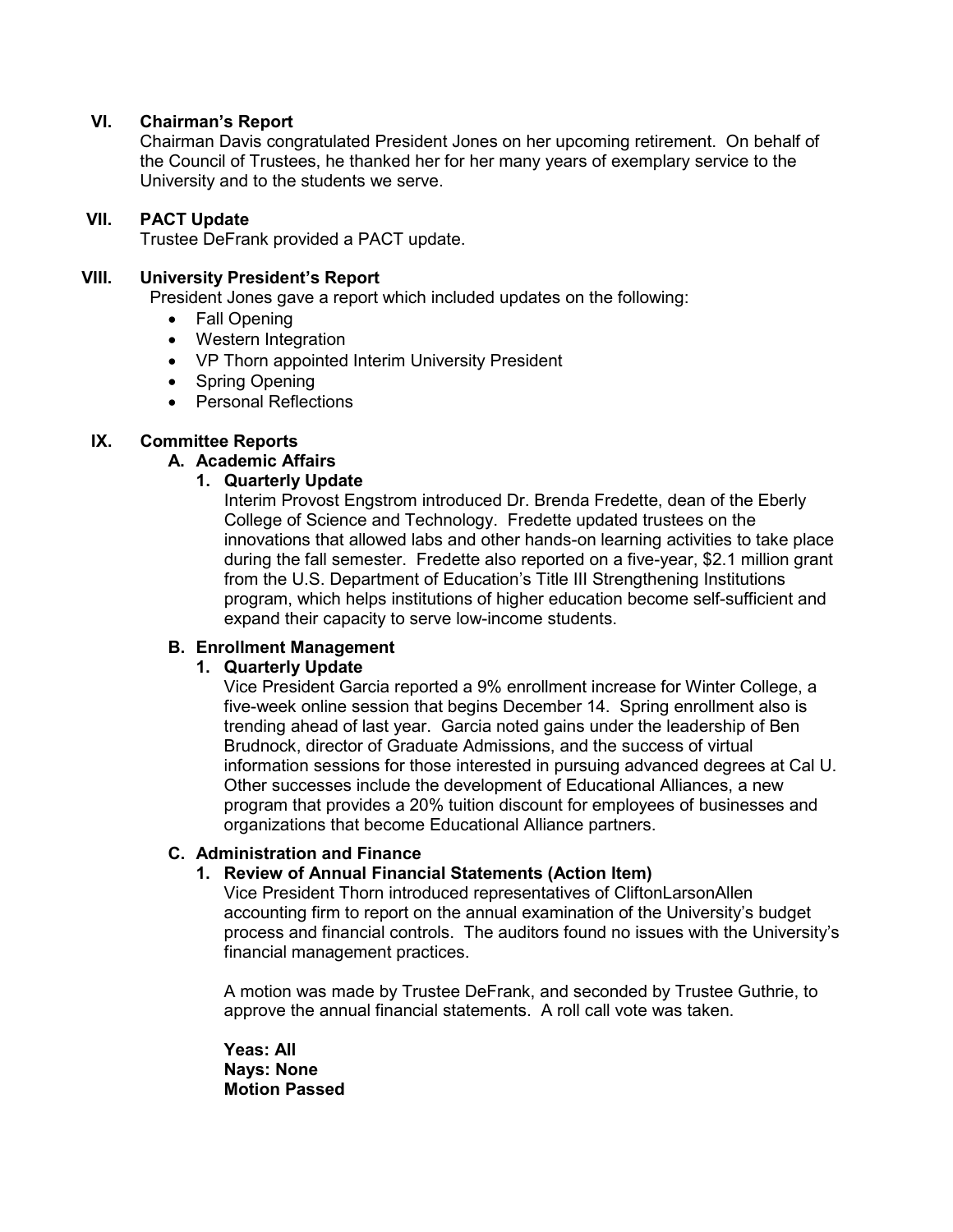## VI. Chairman's Report

Chairman Davis congratulated President Jones on her upcoming retirement. On behalf of the Council of Trustees, he thanked her for her many years of exemplary service to the University and to the students we serve.

## VII. PACT Update

Trustee DeFrank provided a PACT update.

## VIII. University President's Report

President Jones gave a report which included updates on the following:

- Fall Opening
- Western Integration
- VP Thorn appointed Interim University President
- Spring Opening
- Personal Reflections

## IX. Committee Reports

### A. Academic Affairs

#### 1. Quarterly Update

Interim Provost Engstrom introduced Dr. Brenda Fredette, dean of the Eberly College of Science and Technology. Fredette updated trustees on the innovations that allowed labs and other hands-on learning activities to take place during the fall semester. Fredette also reported on a five-year, $2.1 million grant from the U.S. Department of Education's Title III Strengthening Institutions program, which helps institutions of higher education become self-sufficient and expand their capacity to serve low-income students.

### B. Enrollment Management

#### 1. Quarterly Update

Vice President Garcia reported a 9% enrollment increase for Winter College, a five-week online session that begins December 14. Spring enrollment also is trending ahead of last year. Garcia noted gains under the leadership of Ben Brudnock, director of Graduate Admissions, and the success of virtual information sessions for those interested in pursuing advanced degrees at Cal U. Other successes include the development of Educational Alliances, a new program that provides a 20% tuition discount for employees of businesses and organizations that become Educational Alliance partners.

### C. Administration and Finance

#### 1. Review of Annual Financial Statements (Action Item)

Vice President Thorn introduced representatives of CliftonLarsonAllen accounting firm to report on the annual examination of the University's budget process and financial controls. The auditors found no issues with the University's financial management practices.

A motion was made by Trustee DeFrank, and seconded by Trustee Guthrie, to approve the annual financial statements. A roll call vote was taken.

**Yeas: All**
**Nays: None**
**Motion Passed**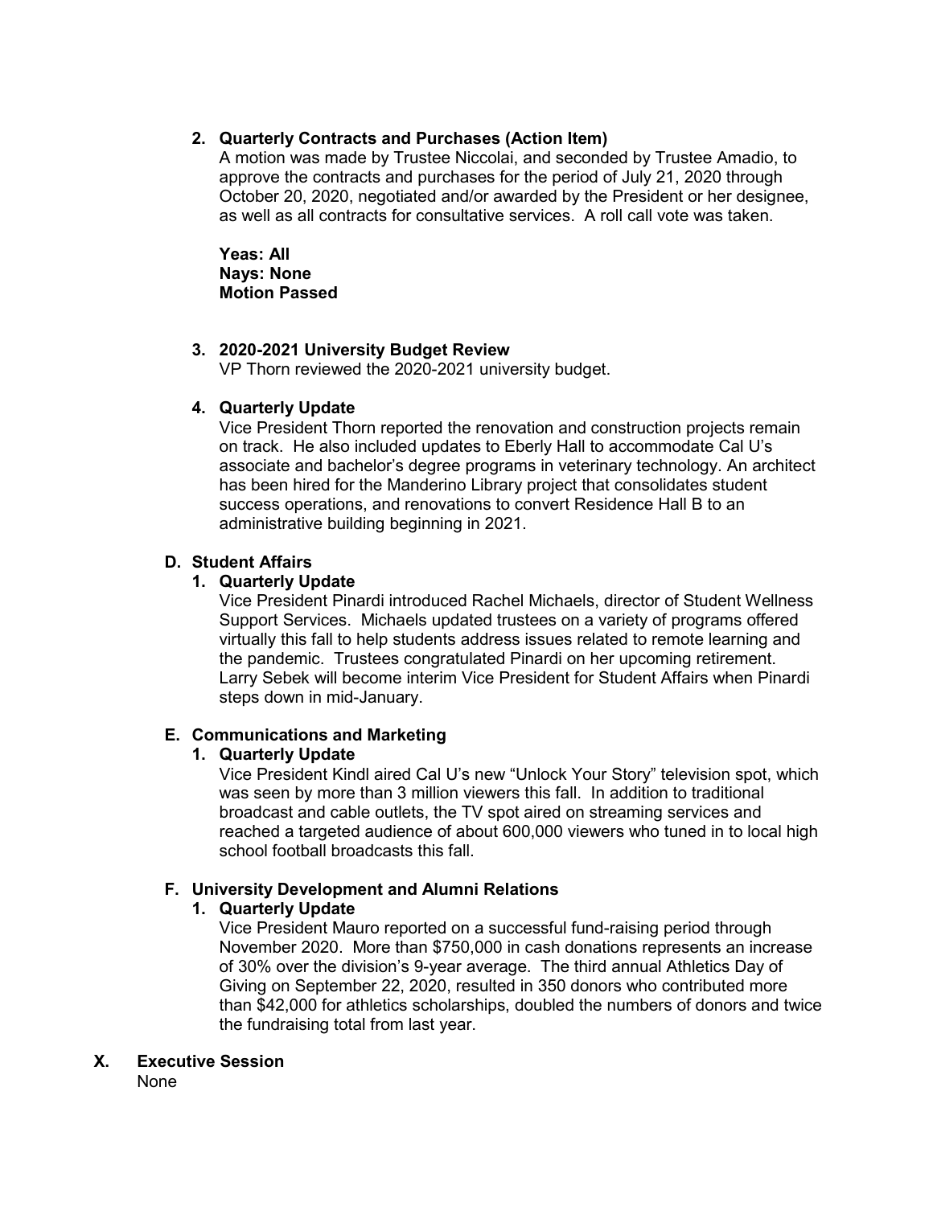2. **Quarterly Contracts and Purchases (Action Item)**
   A motion was made by Trustee Niccolai, and seconded by Trustee Amadio, to approve the contracts and purchases for the period of July 21, 2020 through October 20, 2020, negotiated and/or awarded by the President or her designee, as well as all contracts for consultative services. A roll call vote was taken.

   **Yeas: All**
   **Nays: None**
   **Motion Passed**

3. **2020-2021 University Budget Review**
   VP Thorn reviewed the 2020-2021 university budget.

4. **Quarterly Update**
   Vice President Thorn reported the renovation and construction projects remain on track. He also included updates to Eberly Hall to accommodate Cal U's associate and bachelor's degree programs in veterinary technology. An architect has been hired for the Manderino Library project that consolidates student success operations, and renovations to convert Residence Hall B to an administrative building beginning in 2021.

**D. Student Affairs**

1. **Quarterly Update**
   Vice President Pinardi introduced Rachel Michaels, director of Student Wellness Support Services. Michaels updated trustees on a variety of programs offered virtually this fall to help students address issues related to remote learning and the pandemic. Trustees congratulated Pinardi on her upcoming retirement. Larry Sebek will become interim Vice President for Student Affairs when Pinardi steps down in mid-January.

**E. Communications and Marketing**

1. **Quarterly Update**
   Vice President Kindl aired Cal U's new "Unlock Your Story" television spot, which was seen by more than 3 million viewers this fall. In addition to traditional broadcast and cable outlets, the TV spot aired on streaming services and reached a targeted audience of about 600,000 viewers who tuned in to local high school football broadcasts this fall.

**F. University Development and Alumni Relations**

1. **Quarterly Update**
   Vice President Mauro reported on a successful fund-raising period through November 2020. More than $750,000 in cash donations represents an increase of 30% over the division's 9-year average. The third annual Athletics Day of Giving on September 22, 2020, resulted in 350 donors who contributed more than $42,000 for athletics scholarships, doubled the numbers of donors and twice the fundraising total from last year.

**X. Executive Session**

None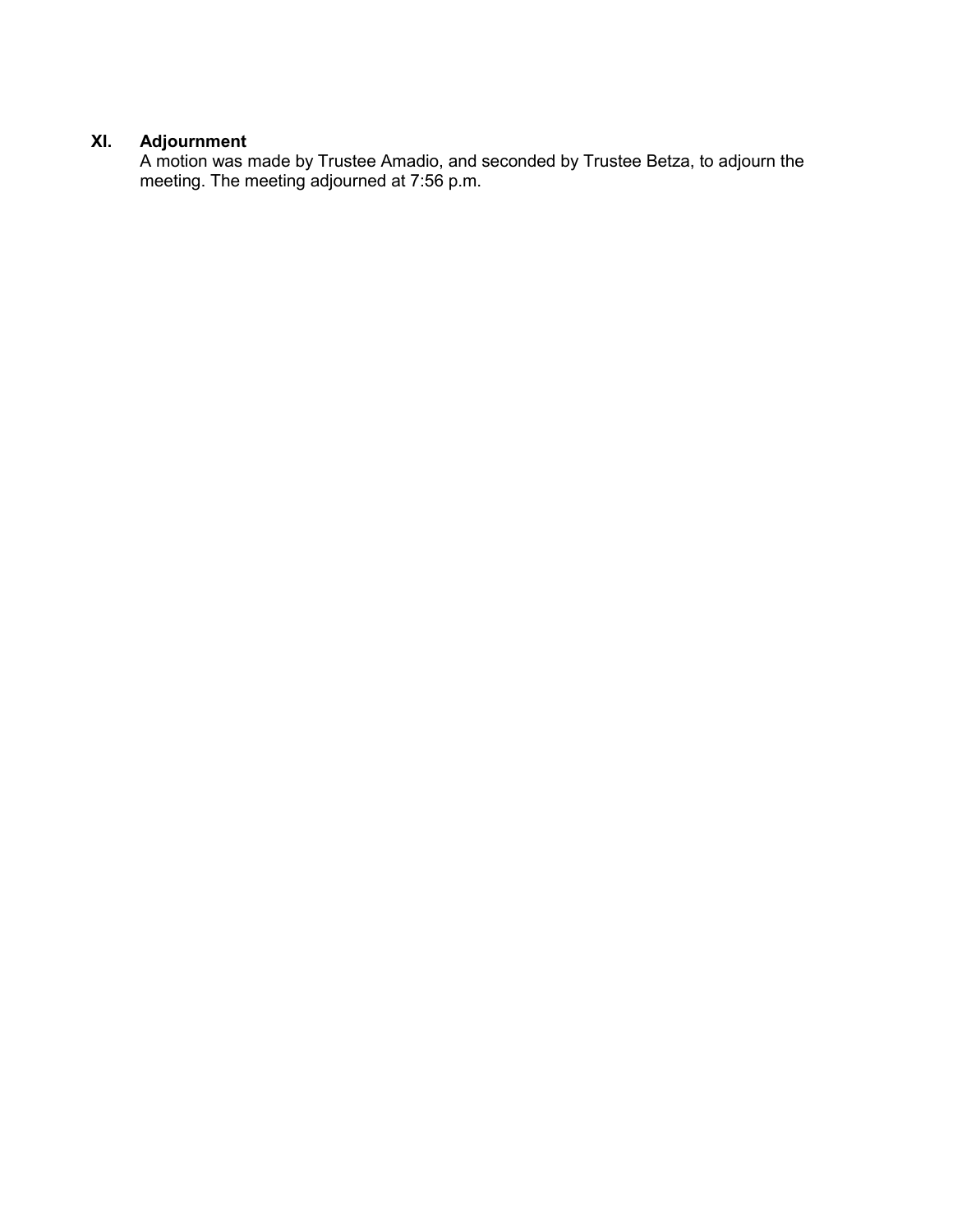## XI. Adjournment

A motion was made by Trustee Amadio, and seconded by Trustee Betza, to adjourn the meeting. The meeting adjourned at 7:56 p.m.